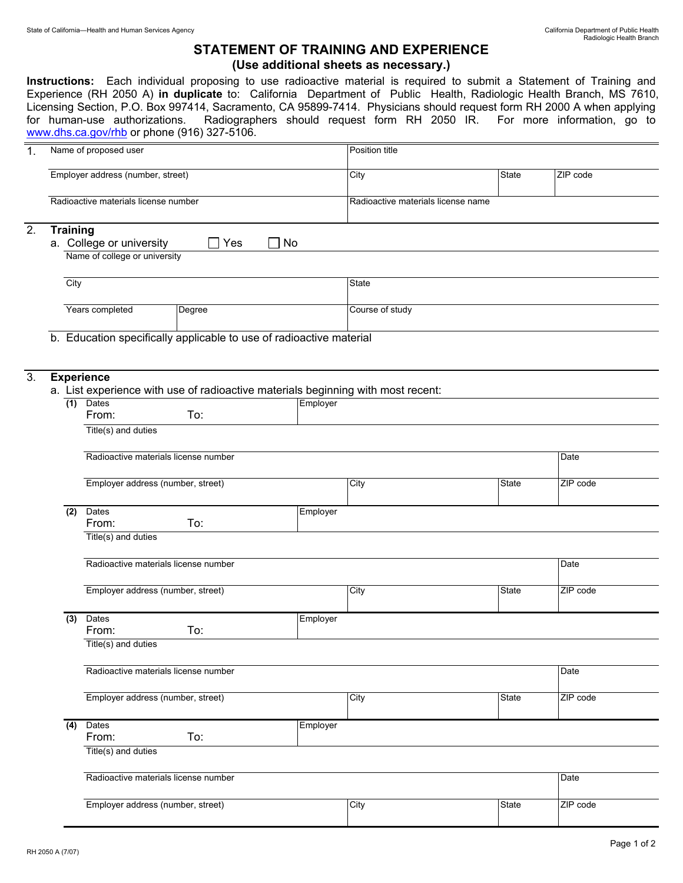State of California—Health and Human Services Agency

California Department of Public Health
Radiologic Health Branch

# STATEMENT OF TRAINING AND EXPERIENCE

**(Use additional sheets as necessary.)**

**Instructions:** Each individual proposing to use radioactive material is required to submit a Statement of Training and Experience (RH 2050 A) **in duplicate** to: California Department of Public Health, Radiologic Health Branch, MS 7610, Licensing Section, P.O. Box 997414, Sacramento, CA 95899-7414. Physicians should request form RH 2000 A when applying for human-use authorizations. Radiographers should request form RH 2050 IR. For more information, go to www.dhs.ca.gov/rhb or phone (916) 327-5106.

## 1.

| Name of proposed user | Position title | | |
|---|---|---|---|
| Employer address (number, street) | City | State | ZIP code |
| Radioactive materials license number | Radioactive materials license name | | |

## 2. Training

a. College or university ☐ Yes ☐ No

| Name of college or university | | |
|---|---|---|
| City | | State |
| Years completed | Degree | Course of study |

b. Education specifically applicable to use of radioactive material

## 3. Experience

a. List experience with use of radioactive materials beginning with most recent:

**(1)**

| Dates From: To: | Employer | | |
|---|---|---|---|
| Title(s) and duties | | | |
| Radioactive materials license number | | | Date |
| Employer address (number, street) | City | State | ZIP code |

**(2)**

| Dates From: To: | Employer | | |
|---|---|---|---|
| Title(s) and duties | | | |
| Radioactive materials license number | | | Date |
| Employer address (number, street) | City | State | ZIP code |

**(3)**

| Dates From: To: | Employer | | |
|---|---|---|---|
| Title(s) and duties | | | |
| Radioactive materials license number | | | Date |
| Employer address (number, street) | City | State | ZIP code |

**(4)**

| Dates From: To: | Employer | | |
|---|---|---|---|
| Title(s) and duties | | | |
| Radioactive materials license number | | | Date |
| Employer address (number, street) | City | State | ZIP code |

RH 2050 A (7/07)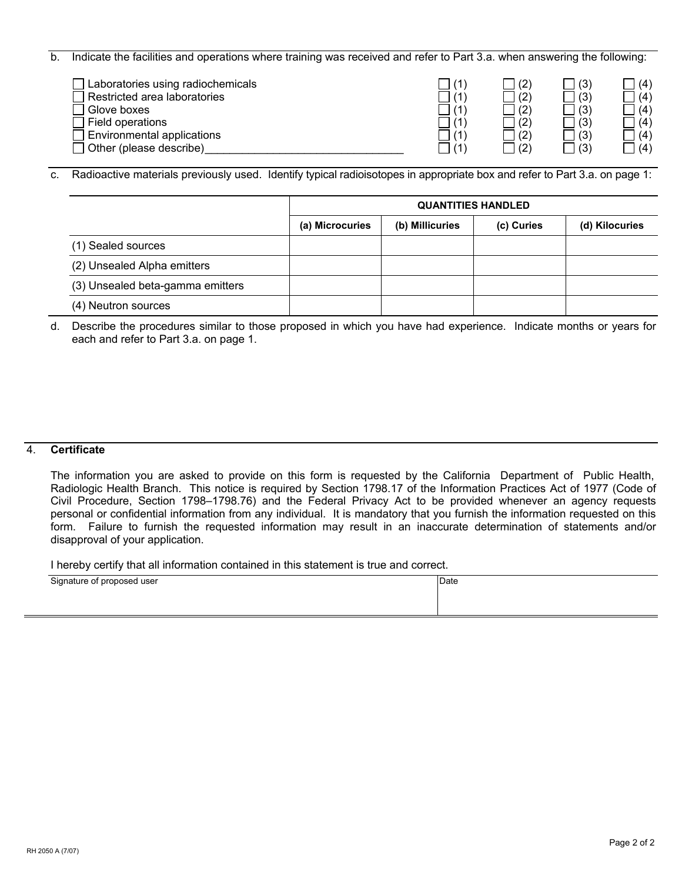b. Indicate the facilities and operations where training was received and refer to Part 3.a. when answering the following:

| | | | | |
|---|---|---|---|---|
| ☐ Laboratories using radiochemicals | ☐ (1) | ☐ (2) | ☐ (3) | ☐ (4) |
| ☐ Restricted area laboratories | ☐ (1) | ☐ (2) | ☐ (3) | ☐ (4) |
| ☐ Glove boxes | ☐ (1) | ☐ (2) | ☐ (3) | ☐ (4) |
| ☐ Field operations | ☐ (1) | ☐ (2) | ☐ (3) | ☐ (4) |
| ☐ Environmental applications | ☐ (1) | ☐ (2) | ☐ (3) | ☐ (4) |
| ☐ Other (please describe)________________________________ | ☐ (1) | ☐ (2) | ☐ (3) | ☐ (4) |

c. Radioactive materials previously used. Identify typical radioisotopes in appropriate box and refer to Part 3.a. on page 1:

| | QUANTITIES HANDLED | | | |
|---|---|---|---|---|
| | (a) Microcuries | (b) Millicuries | (c) Curies | (d) Kilocuries |
| (1) Sealed sources | | | | |
| (2) Unsealed Alpha emitters | | | | |
| (3) Unsealed beta-gamma emitters | | | | |
| (4) Neutron sources | | | | |

d. Describe the procedures similar to those proposed in which you have had experience. Indicate months or years for each and refer to Part 3.a. on page 1.

## 4. Certificate

The information you are asked to provide on this form is requested by the California Department of Public Health, Radiologic Health Branch. This notice is required by Section 1798.17 of the Information Practices Act of 1977 (Code of Civil Procedure, Section 1798–1798.76) and the Federal Privacy Act to be provided whenever an agency requests personal or confidential information from any individual. It is mandatory that you furnish the information requested on this form. Failure to furnish the requested information may result in an inaccurate determination of statements and/or disapproval of your application.

I hereby certify that all information contained in this statement is true and correct.

| Signature of proposed user | Date |
|---|---|
| | |

RH 2050 A (7/07)